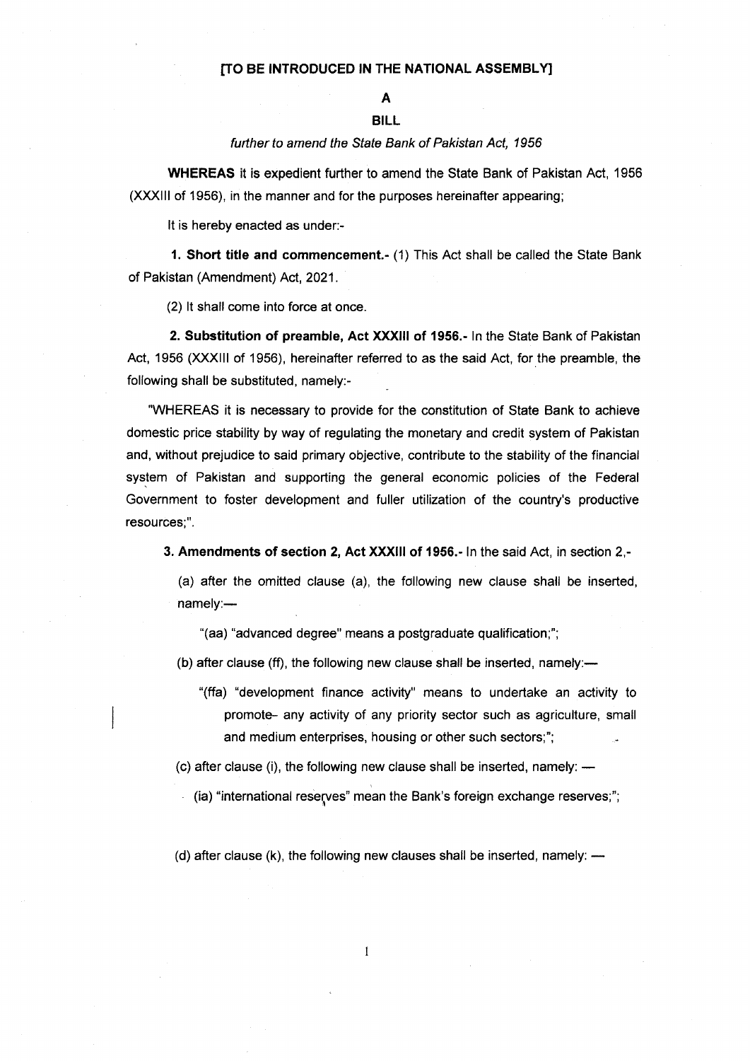**[TO BE INTRODUCED IN THE NATIONAL ASSEMBLY]**

**A**

**BILL**

*further to amend the State Bank of Pakistan Act, 1956*

**WHEREAS** it is expedient further to amend the State Bank of Pakistan Act, 1956 (XXXIII of 1956), in the manner and for the purposes hereinafter appearing;

It is hereby enacted as under:-

**1. Short title and commencement.-** (1) This Act shall be called the State Bank of Pakistan (Amendment) Act, 2021.

(2) It shall come into force at once.

**2. Substitution of preamble, Act XXXIII of 1956.-** In the State Bank of Pakistan Act, 1956 (XXXIII of 1956), hereinafter referred to as the said Act, for the preamble, the following shall be substituted, namely:-

"WHEREAS it is necessary to provide for the constitution of State Bank to achieve domestic price stability by way of regulating the monetary and credit system of Pakistan and, without prejudice to said primary objective, contribute to the stability of the financial system of Pakistan and supporting the general economic policies of the Federal Government to foster development and fuller utilization of the country's productive resources;".

**3. Amendments of section 2, Act XXXIII of 1956.-** In the said Act, in section 2,-

(a) after the omitted clause (a), the following new clause shall be inserted, namely:—

"(aa) "advanced degree" means a postgraduate qualification;";

(b) after clause (ff), the following new clause shall be inserted, namely:—

"(ffa) "development finance activity" means to undertake an activity to promote- any activity of any priority sector such as agriculture, small and medium enterprises, housing or other such sectors;";

(c) after clause (i), the following new clause shall be inserted, namely: —

(ia) "international reserves" mean the Bank's foreign exchange reserves;";

(d) after clause (k), the following new clauses shall be inserted, namely: —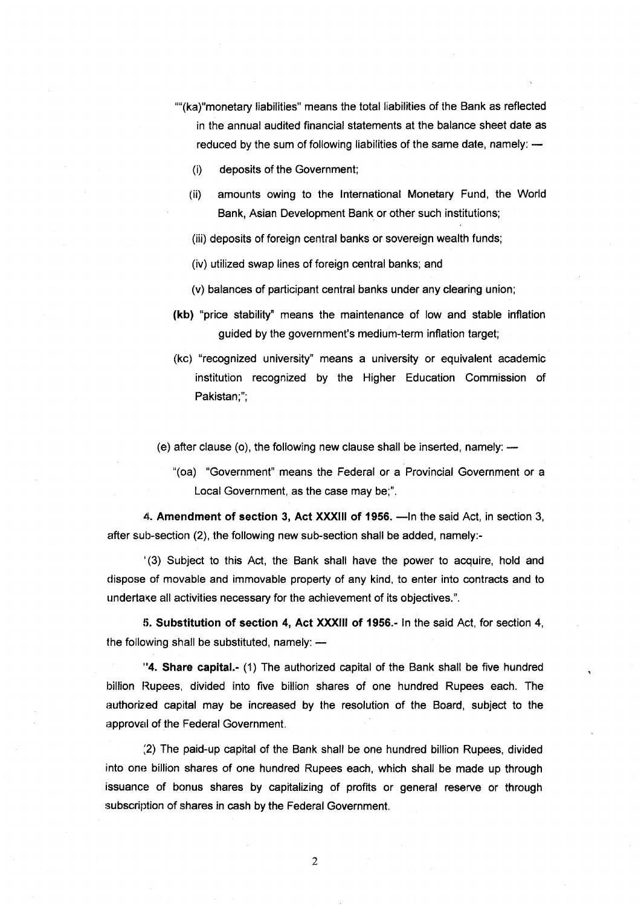""(ka)"monetary liabilities" means the total liabilities of the Bank as reflected in the annual audited financial statements at the balance sheet date as reduced by the sum of following liabilities of the same date, namely: —

(i) deposits of the Government;

(ii) amounts owing to the International Monetary Fund, the World Bank, Asian Development Bank or other such institutions;

(iii) deposits of foreign central banks or sovereign wealth funds;

(iv) utilized swap lines of foreign central banks; and

(v) balances of participant central banks under any clearing union;

**(kb)** "price stability" means the maintenance of low and stable inflation guided by the government's medium-term inflation target;

(kc) "recognized university" means a university or equivalent academic institution recognized by the Higher Education Commission of Pakistan;";

(e) after clause (o), the following new clause shall be inserted, namely: —

"(oa) "Government" means the Federal or a Provincial Government or a Local Government, as the case may be;".

**4. Amendment of section 3, Act XXXIII of 1956.** —In the said Act, in section 3, after sub-section (2), the following new sub-section shall be added, namely:-

'(3) Subject to this Act, the Bank shall have the power to acquire, hold and dispose of movable and immovable property of any kind, to enter into contracts and to undertake all activities necessary for the achievement of its objectives.".

**5. Substitution of section 4, Act XXXIII of 1956.**- In the said Act, for section 4, the following shall be substituted, namely: —

**"4. Share capital.**- (1) The authorized capital of the Bank shall be five hundred billion Rupees, divided into five billion shares of one hundred Rupees each. The authorized capital may be increased by the resolution of the Board, subject to the approval of the Federal Government.

(2) The paid-up capital of the Bank shall be one hundred billion Rupees, divided into one billion shares of one hundred Rupees each, which shall be made up through issuance of bonus shares by capitalizing of profits or general reserve or through subscription of shares in cash by the Federal Government.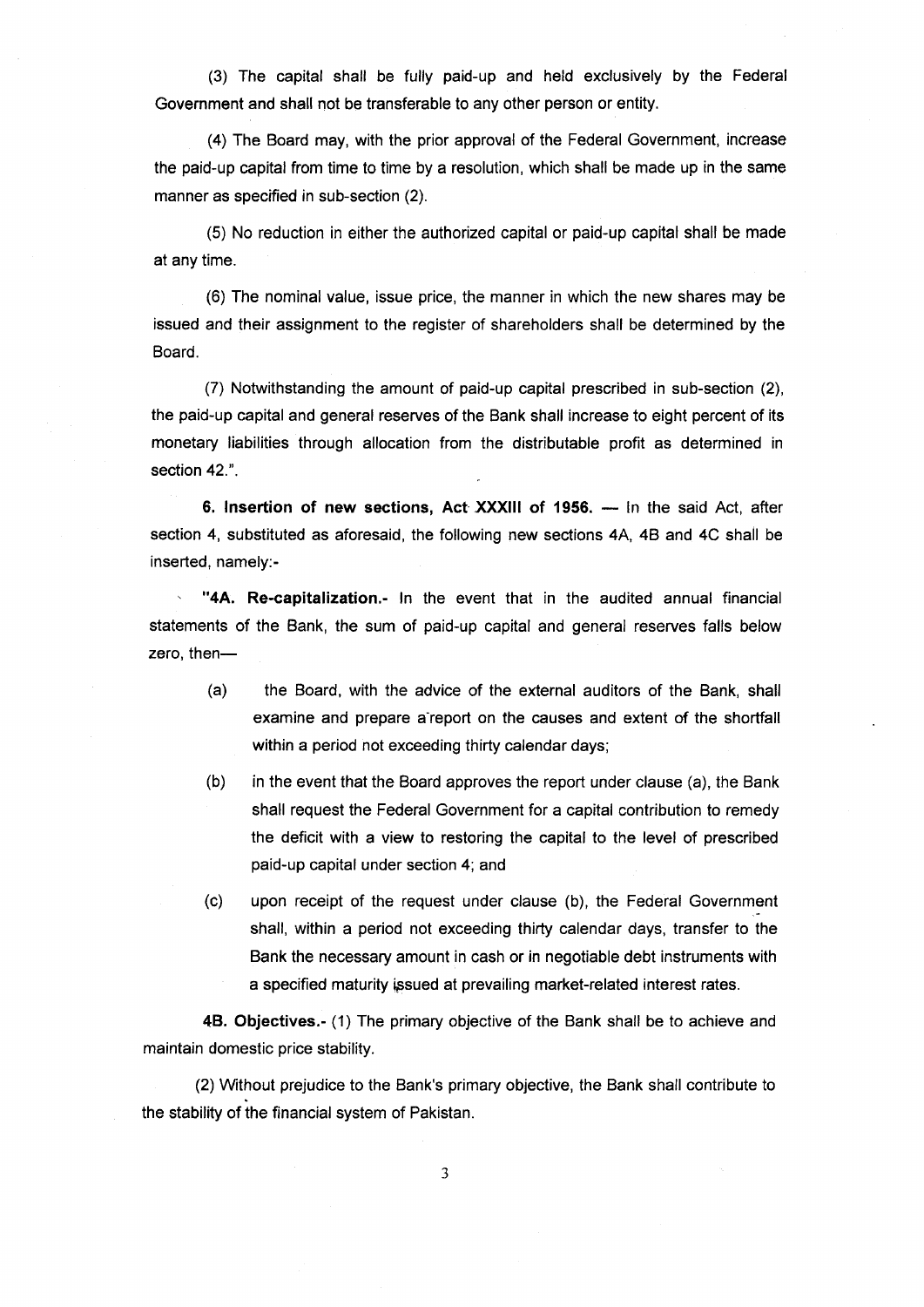(3) The capital shall be fully paid-up and held exclusively by the Federal Government and shall not be transferable to any other person or entity.

(4) The Board may, with the prior approval of the Federal Government, increase the paid-up capital from time to time by a resolution, which shall be made up in the same manner as specified in sub-section (2).

(5) No reduction in either the authorized capital or paid-up capital shall be made at any time.

(6) The nominal value, issue price, the manner in which the new shares may be issued and their assignment to the register of shareholders shall be determined by the Board.

(7) Notwithstanding the amount of paid-up capital prescribed in sub-section (2), the paid-up capital and general reserves of the Bank shall increase to eight percent of its monetary liabilities through allocation from the distributable profit as determined in section 42.".

**6. Insertion of new sections, Act XXXIII of 1956.** — In the said Act, after section 4, substituted as aforesaid, the following new sections 4A, 4B and 4C shall be inserted, namely:-

**"4A. Re-capitalization.-** In the event that in the audited annual financial statements of the Bank, the sum of paid-up capital and general reserves falls below zero, then—

(a) the Board, with the advice of the external auditors of the Bank, shall examine and prepare a report on the causes and extent of the shortfall within a period not exceeding thirty calendar days;

(b) in the event that the Board approves the report under clause (a), the Bank shall request the Federal Government for a capital contribution to remedy the deficit with a view to restoring the capital to the level of prescribed paid-up capital under section 4; and

(c) upon receipt of the request under clause (b), the Federal Government shall, within a period not exceeding thirty calendar days, transfer to the Bank the necessary amount in cash or in negotiable debt instruments with a specified maturity issued at prevailing market-related interest rates.

**4B. Objectives.-** (1) The primary objective of the Bank shall be to achieve and maintain domestic price stability.

(2) Without prejudice to the Bank's primary objective, the Bank shall contribute to the stability of the financial system of Pakistan.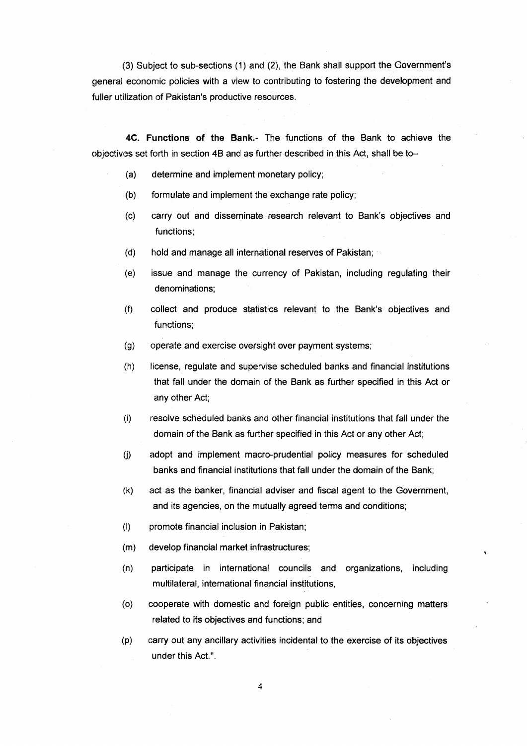(3) Subject to sub-sections (1) and (2), the Bank shall support the Government's general economic policies with a view to contributing to fostering the development and fuller utilization of Pakistan's productive resources.

**4C. Functions of the Bank.-** The functions of the Bank to achieve the objectives set forth in section 4B and as further described in this Act, shall be to–

(a) determine and implement monetary policy;

(b) formulate and implement the exchange rate policy;

(c) carry out and disseminate research relevant to Bank's objectives and functions;

(d) hold and manage all international reserves of Pakistan;

(e) issue and manage the currency of Pakistan, including regulating their denominations;

(f) collect and produce statistics relevant to the Bank's objectives and functions;

(g) operate and exercise oversight over payment systems;

(h) license, regulate and supervise scheduled banks and financial institutions that fall under the domain of the Bank as further specified in this Act or any other Act;

(i) resolve scheduled banks and other financial institutions that fall under the domain of the Bank as further specified in this Act or any other Act;

(j) adopt and implement macro-prudential policy measures for scheduled banks and financial institutions that fall under the domain of the Bank;

(k) act as the banker, financial adviser and fiscal agent to the Government, and its agencies, on the mutually agreed terms and conditions;

(l) promote financial inclusion in Pakistan;

(m) develop financial market infrastructures;

(n) participate in international councils and organizations, including multilateral, international financial institutions,

(o) cooperate with domestic and foreign public entities, concerning matters related to its objectives and functions; and

(p) carry out any ancillary activities incidental to the exercise of its objectives under this Act.".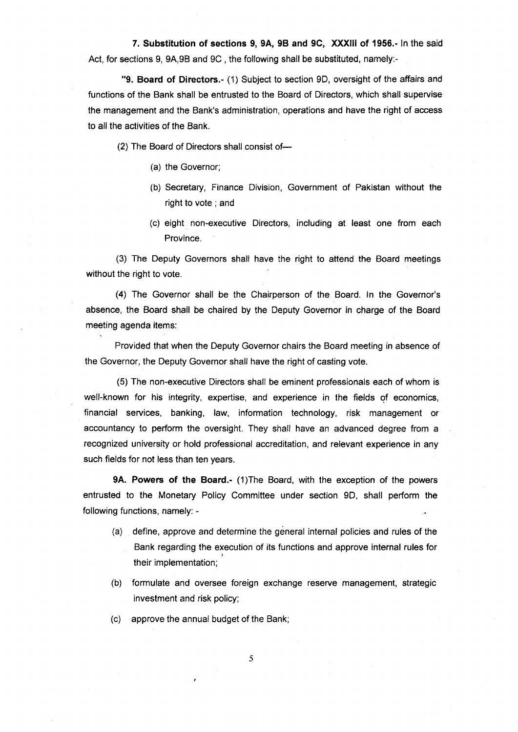**7. Substitution of sections 9, 9A, 9B and 9C, XXXIII of 1956.-** In the said Act, for sections 9, 9A,9B and 9C , the following shall be substituted, namely:-

**"9. Board of Directors.-** (1) Subject to section 9D, oversight of the affairs and functions of the Bank shall be entrusted to the Board of Directors, which shall supervise the management and the Bank's administration, operations and have the right of access to all the activities of the Bank.

(2) The Board of Directors shall consist of—

(a) the Governor;

(b) Secretary, Finance Division, Government of Pakistan without the right to vote ; and

(c) eight non-executive Directors, including at least one from each Province.

(3) The Deputy Governors shall have the right to attend the Board meetings without the right to vote.

(4) The Governor shall be the Chairperson of the Board. In the Governor's absence, the Board shall be chaired by the Deputy Governor in charge of the Board meeting agenda items:

Provided that when the Deputy Governor chairs the Board meeting in absence of the Governor, the Deputy Governor shall have the right of casting vote.

(5) The non-executive Directors shall be eminent professionals each of whom is well-known for his integrity, expertise, and experience in the fields of economics, financial services, banking, law, information technology, risk management or accountancy to perform the oversight. They shall have an advanced degree from a recognized university or hold professional accreditation, and relevant experience in any such fields for not less than ten years.

**9A. Powers of the Board.-** (1)The Board, with the exception of the powers entrusted to the Monetary Policy Committee under section 9D, shall perform the following functions, namely: -

(a) define, approve and determine the general internal policies and rules of the Bank regarding the execution of its functions and approve internal rules for their implementation;

(b) formulate and oversee foreign exchange reserve management, strategic investment and risk policy;

(c) approve the annual budget of the Bank;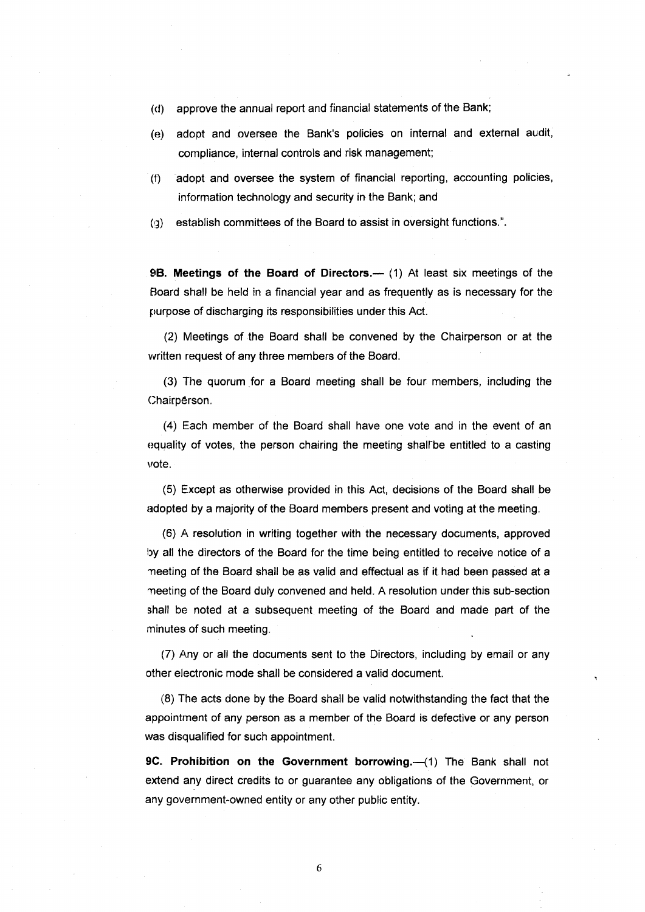(d) approve the annual report and financial statements of the Bank;

(e) adopt and oversee the Bank's policies on internal and external audit, compliance, internal controls and risk management;

(f) adopt and oversee the system of financial reporting, accounting policies, information technology and security in the Bank; and

(g) establish committees of the Board to assist in oversight functions.".

**9B. Meetings of the Board of Directors.**— (1) At least six meetings of the Board shall be held in a financial year and as frequently as is necessary for the purpose of discharging its responsibilities under this Act.

(2) Meetings of the Board shall be convened by the Chairperson or at the written request of any three members of the Board.

(3) The quorum for a Board meeting shall be four members, including the Chairperson.

(4) Each member of the Board shall have one vote and in the event of an equality of votes, the person chairing the meeting shall be entitled to a casting vote.

(5) Except as otherwise provided in this Act, decisions of the Board shall be adopted by a majority of the Board members present and voting at the meeting.

(6) A resolution in writing together with the necessary documents, approved by all the directors of the Board for the time being entitled to receive notice of a meeting of the Board shall be as valid and effectual as if it had been passed at a meeting of the Board duly convened and held. A resolution under this sub-section shall be noted at a subsequent meeting of the Board and made part of the minutes of such meeting.

(7) Any or all the documents sent to the Directors, including by email or any other electronic mode shall be considered a valid document.

(8) The acts done by the Board shall be valid notwithstanding the fact that the appointment of any person as a member of the Board is defective or any person was disqualified for such appointment.

**9C. Prohibition on the Government borrowing.**—(1) The Bank shall not extend any direct credits to or guarantee any obligations of the Government, or any government-owned entity or any other public entity.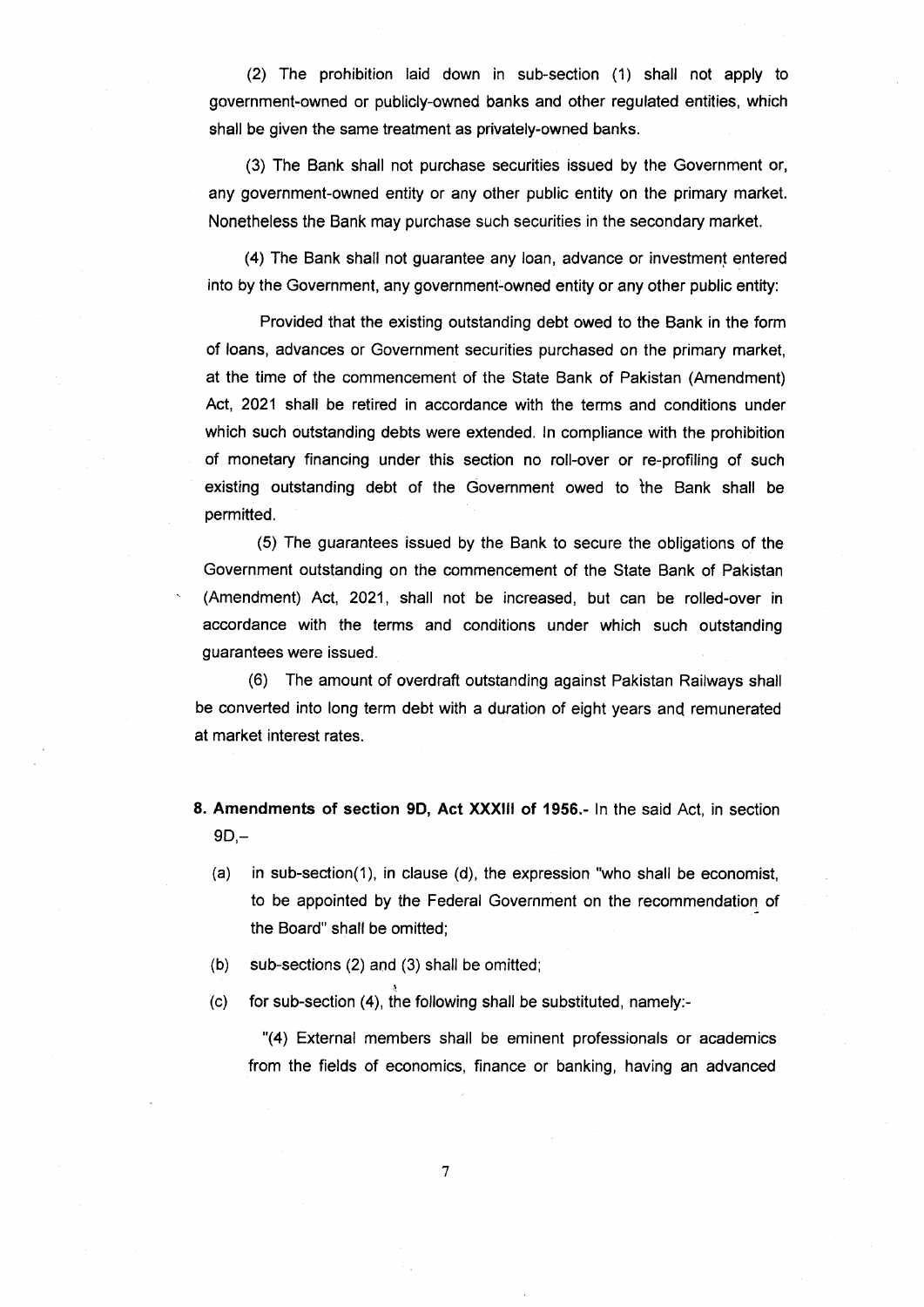(2) The prohibition laid down in sub-section (1) shall not apply to government-owned or publicly-owned banks and other regulated entities, which shall be given the same treatment as privately-owned banks.

(3) The Bank shall not purchase securities issued by the Government or, any government-owned entity or any other public entity on the primary market. Nonetheless the Bank may purchase such securities in the secondary market.

(4) The Bank shall not guarantee any loan, advance or investment entered into by the Government, any government-owned entity or any other public entity:

Provided that the existing outstanding debt owed to the Bank in the form of loans, advances or Government securities purchased on the primary market, at the time of the commencement of the State Bank of Pakistan (Amendment) Act, 2021 shall be retired in accordance with the terms and conditions under which such outstanding debts were extended. In compliance with the prohibition of monetary financing under this section no roll-over or re-profiling of such existing outstanding debt of the Government owed to the Bank shall be permitted.

(5) The guarantees issued by the Bank to secure the obligations of the Government outstanding on the commencement of the State Bank of Pakistan (Amendment) Act, 2021, shall not be increased, but can be rolled-over in accordance with the terms and conditions under which such outstanding guarantees were issued.

(6) The amount of overdraft outstanding against Pakistan Railways shall be converted into long term debt with a duration of eight years and remunerated at market interest rates.

**8. Amendments of section 9D, Act XXXIII of 1956.-** In the said Act, in section 9D,–

(a) in sub-section(1), in clause (d), the expression "who shall be economist, to be appointed by the Federal Government on the recommendation of the Board" shall be omitted;

(b) sub-sections (2) and (3) shall be omitted;

(c) for sub-section (4), the following shall be substituted, namely:-

"(4) External members shall be eminent professionals or academics from the fields of economics, finance or banking, having an advanced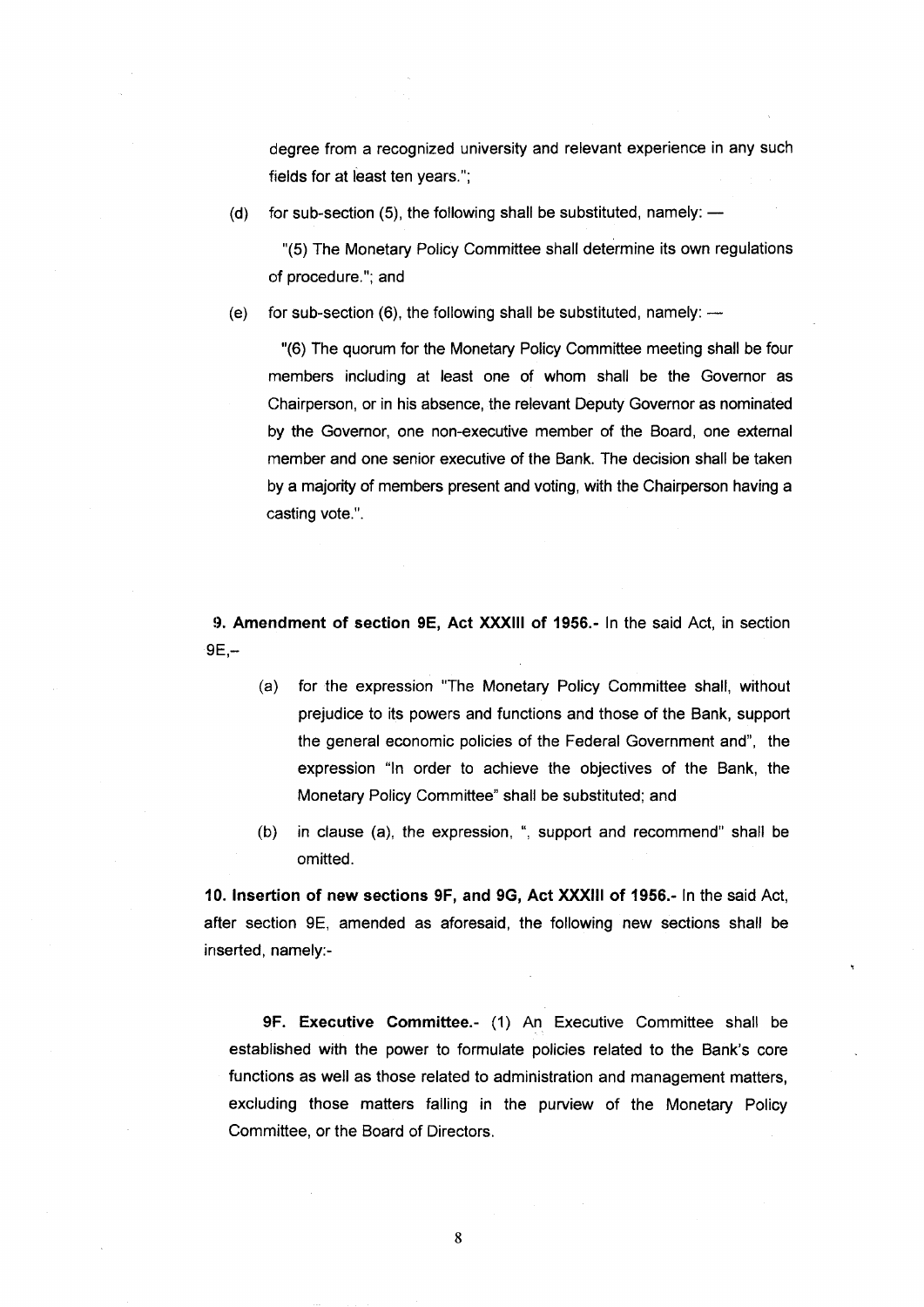degree from a recognized university and relevant experience in any such fields for at least ten years.";

(d) for sub-section (5), the following shall be substituted, namely: —

"(5) The Monetary Policy Committee shall determine its own regulations of procedure."; and

(e) for sub-section (6), the following shall be substituted, namely: —

"(6) The quorum for the Monetary Policy Committee meeting shall be four members including at least one of whom shall be the Governor as Chairperson, or in his absence, the relevant Deputy Governor as nominated by the Governor, one non-executive member of the Board, one external member and one senior executive of the Bank. The decision shall be taken by a majority of members present and voting, with the Chairperson having a casting vote.".

**9. Amendment of section 9E, Act XXXIII of 1956.-** In the said Act, in section 9E,–

(a) for the expression "The Monetary Policy Committee shall, without prejudice to its powers and functions and those of the Bank, support the general economic policies of the Federal Government and", the expression "In order to achieve the objectives of the Bank, the Monetary Policy Committee" shall be substituted; and

(b) in clause (a), the expression, ", support and recommend" shall be omitted.

**10. Insertion of new sections 9F, and 9G, Act XXXIII of 1956.-** In the said Act, after section 9E, amended as aforesaid, the following new sections shall be inserted, namely:-

**9F. Executive Committee.-** (1) An Executive Committee shall be established with the power to formulate policies related to the Bank's core functions as well as those related to administration and management matters, excluding those matters falling in the purview of the Monetary Policy Committee, or the Board of Directors.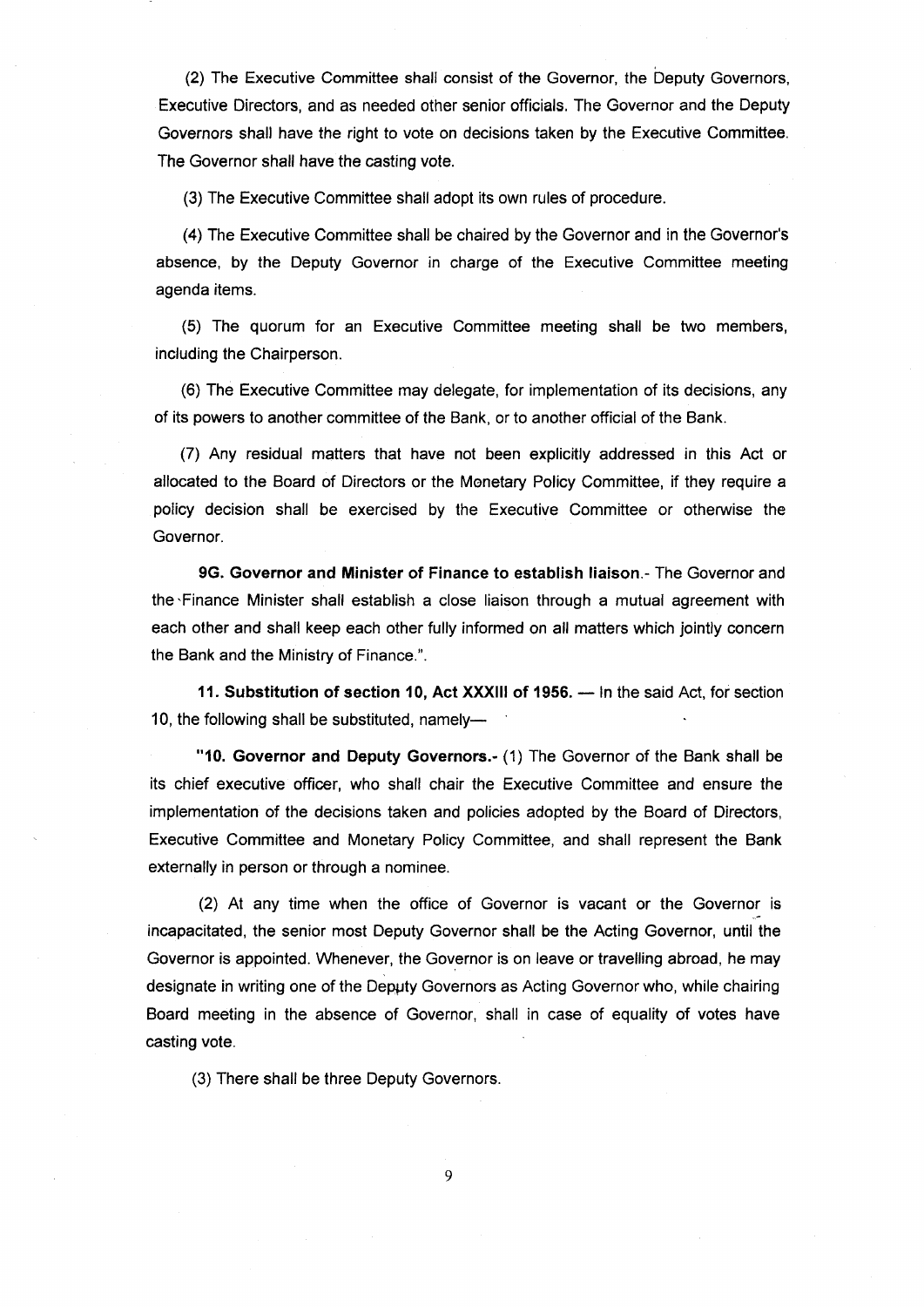(2) The Executive Committee shall consist of the Governor, the Deputy Governors, Executive Directors, and as needed other senior officials. The Governor and the Deputy Governors shall have the right to vote on decisions taken by the Executive Committee. The Governor shall have the casting vote.

(3) The Executive Committee shall adopt its own rules of procedure.

(4) The Executive Committee shall be chaired by the Governor and in the Governor's absence, by the Deputy Governor in charge of the Executive Committee meeting agenda items.

(5) The quorum for an Executive Committee meeting shall be two members, including the Chairperson.

(6) The Executive Committee may delegate, for implementation of its decisions, any of its powers to another committee of the Bank, or to another official of the Bank.

(7) Any residual matters that have not been explicitly addressed in this Act or allocated to the Board of Directors or the Monetary Policy Committee, if they require a policy decision shall be exercised by the Executive Committee or otherwise the Governor.

**9G. Governor and Minister of Finance to establish liaison**.- The Governor and the Finance Minister shall establish a close liaison through a mutual agreement with each other and shall keep each other fully informed on all matters which jointly concern the Bank and the Ministry of Finance.".

**11. Substitution of section 10, Act XXXIII of 1956. —** In the said Act, for section 10, the following shall be substituted, namely—

**"10. Governor and Deputy Governors.-** (1) The Governor of the Bank shall be its chief executive officer, who shall chair the Executive Committee and ensure the implementation of the decisions taken and policies adopted by the Board of Directors, Executive Committee and Monetary Policy Committee, and shall represent the Bank externally in person or through a nominee.

(2) At any time when the office of Governor is vacant or the Governor is incapacitated, the senior most Deputy Governor shall be the Acting Governor, until the Governor is appointed. Whenever, the Governor is on leave or travelling abroad, he may designate in writing one of the Deputy Governors as Acting Governor who, while chairing Board meeting in the absence of Governor, shall in case of equality of votes have casting vote.

(3) There shall be three Deputy Governors.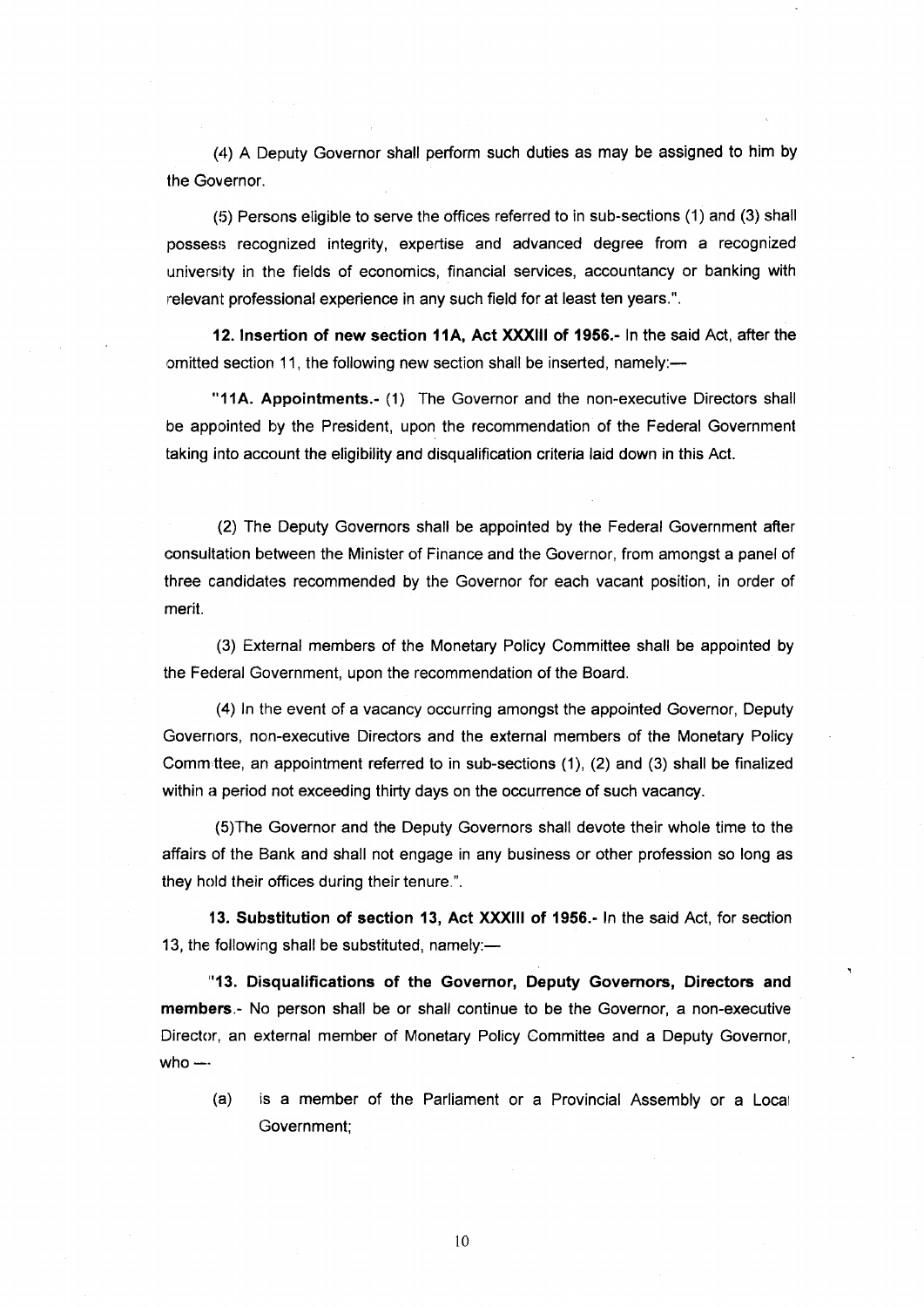(4) A Deputy Governor shall perform such duties as may be assigned to him by the Governor.

(5) Persons eligible to serve the offices referred to in sub-sections (1) and (3) shall possess recognized integrity, expertise and advanced degree from a recognized university in the fields of economics, financial services, accountancy or banking with relevant professional experience in any such field for at least ten years.".

**12. Insertion of new section 11A, Act XXXIII of 1956.-** In the said Act, after the omitted section 11, the following new section shall be inserted, namely:—

"**11A. Appointments.-** (1) The Governor and the non-executive Directors shall be appointed by the President, upon the recommendation of the Federal Government taking into account the eligibility and disqualification criteria laid down in this Act.

(2) The Deputy Governors shall be appointed by the Federal Government after consultation between the Minister of Finance and the Governor, from amongst a panel of three candidates recommended by the Governor for each vacant position, in order of merit.

(3) External members of the Monetary Policy Committee shall be appointed by the Federal Government, upon the recommendation of the Board.

(4) In the event of a vacancy occurring amongst the appointed Governor, Deputy Governors, non-executive Directors and the external members of the Monetary Policy Committee, an appointment referred to in sub-sections (1), (2) and (3) shall be finalized within a period not exceeding thirty days on the occurrence of such vacancy.

(5)The Governor and the Deputy Governors shall devote their whole time to the affairs of the Bank and shall not engage in any business or other profession so long as they hold their offices during their tenure.".

**13. Substitution of section 13, Act XXXIII of 1956.-** In the said Act, for section 13, the following shall be substituted, namely:—

"**13. Disqualifications of the Governor, Deputy Governors, Directors and members**.- No person shall be or shall continue to be the Governor, a non-executive Director, an external member of Monetary Policy Committee and a Deputy Governor, who —

(a) is a member of the Parliament or a Provincial Assembly or a Local Government;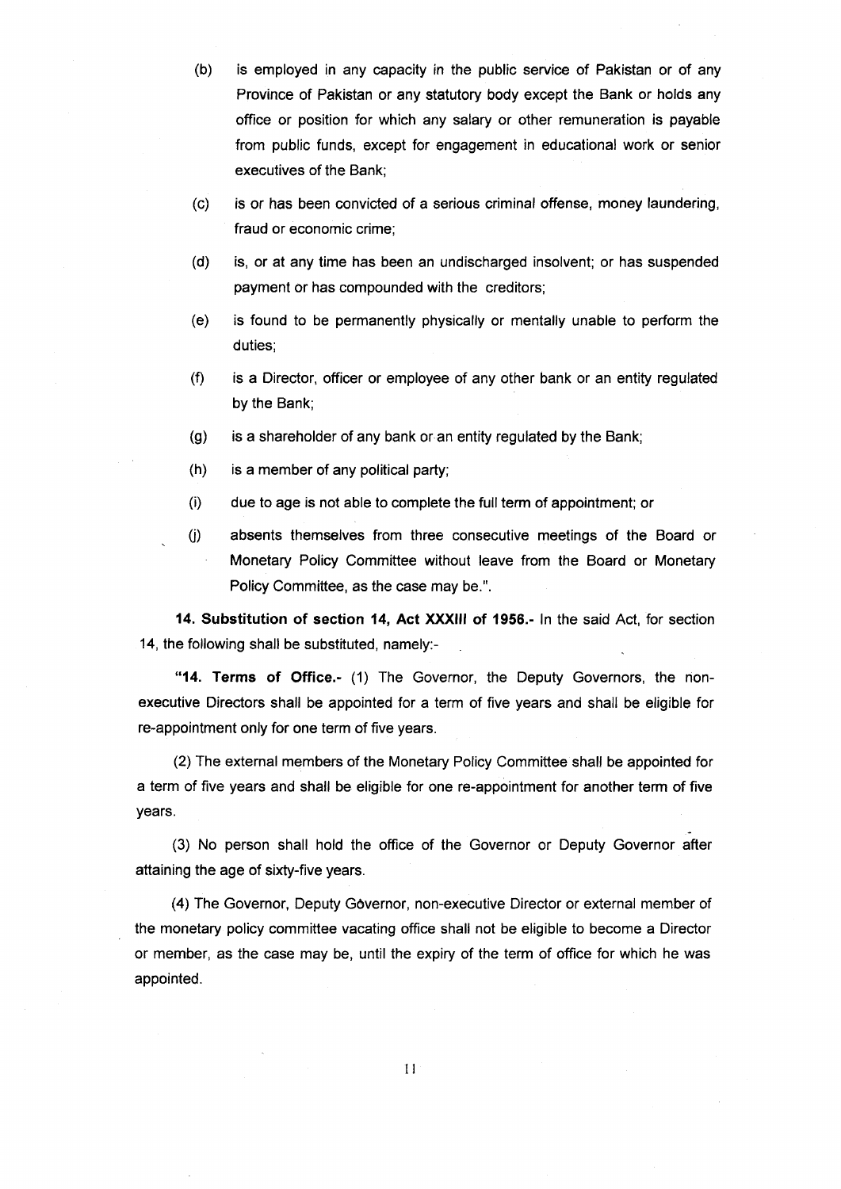(b) is employed in any capacity in the public service of Pakistan or of any Province of Pakistan or any statutory body except the Bank or holds any office or position for which any salary or other remuneration is payable from public funds, except for engagement in educational work or senior executives of the Bank;

(c) is or has been convicted of a serious criminal offense, money laundering, fraud or economic crime;

(d) is, or at any time has been an undischarged insolvent; or has suspended payment or has compounded with the creditors;

(e) is found to be permanently physically or mentally unable to perform the duties;

(f) is a Director, officer or employee of any other bank or an entity regulated by the Bank;

(g) is a shareholder of any bank or an entity regulated by the Bank;

(h) is a member of any political party;

(i) due to age is not able to complete the full term of appointment; or

(j) absents themselves from three consecutive meetings of the Board or Monetary Policy Committee without leave from the Board or Monetary Policy Committee, as the case may be.".

**14. Substitution of section 14, Act XXXIII of 1956.-** In the said Act, for section 14, the following shall be substituted, namely:-

**"14. Terms of Office.-** (1) The Governor, the Deputy Governors, the non-executive Directors shall be appointed for a term of five years and shall be eligible for re-appointment only for one term of five years.

(2) The external members of the Monetary Policy Committee shall be appointed for a term of five years and shall be eligible for one re-appointment for another term of five years.

(3) No person shall hold the office of the Governor or Deputy Governor after attaining the age of sixty-five years.

(4) The Governor, Deputy Governor, non-executive Director or external member of the monetary policy committee vacating office shall not be eligible to become a Director or member, as the case may be, until the expiry of the term of office for which he was appointed.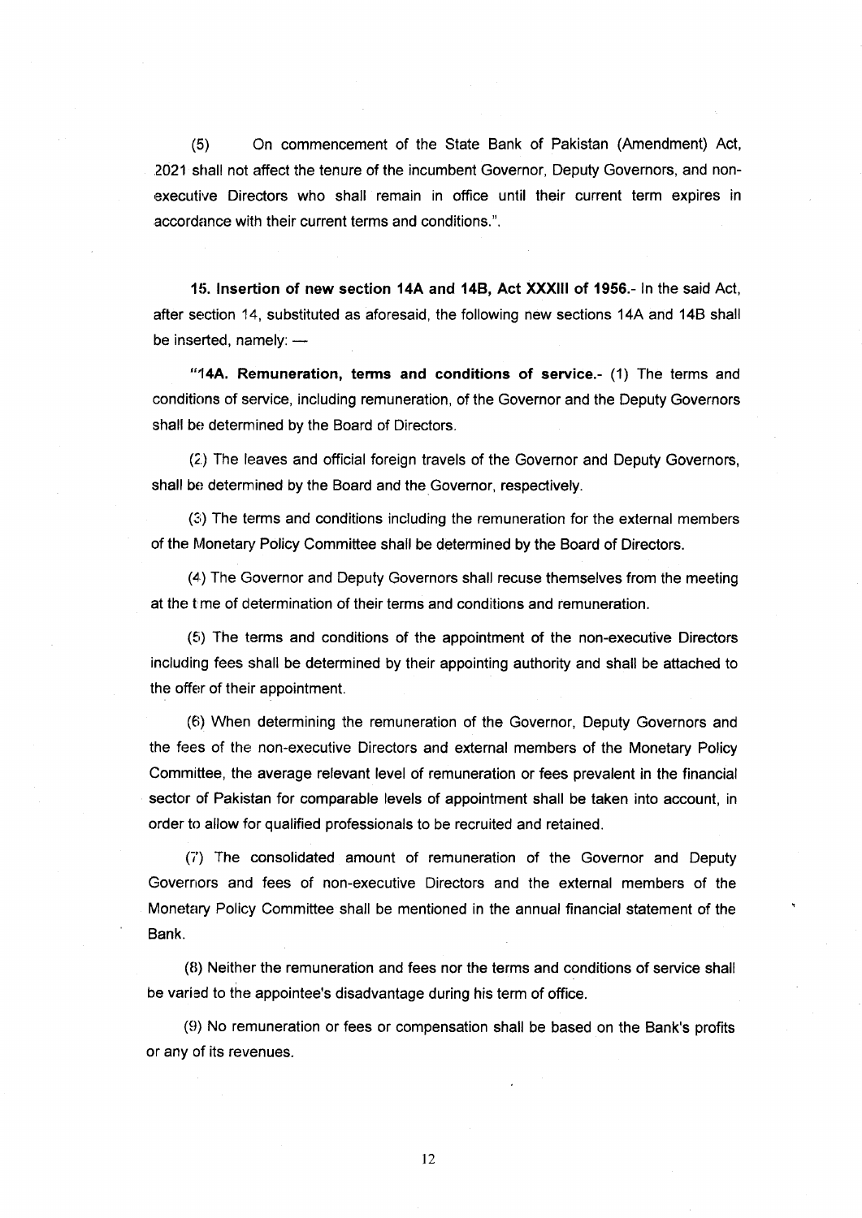(5) On commencement of the State Bank of Pakistan (Amendment) Act, 2021 shall not affect the tenure of the incumbent Governor, Deputy Governors, and non-executive Directors who shall remain in office until their current term expires in accordance with their current terms and conditions.".

**15. Insertion of new section 14A and 14B, Act XXXIII of 1956.**- In the said Act, after section 14, substituted as aforesaid, the following new sections 14A and 14B shall be inserted, namely: —

"**14A. Remuneration, terms and conditions of service.**- (1) The terms and conditions of service, including remuneration, of the Governor and the Deputy Governors shall be determined by the Board of Directors.

(2) The leaves and official foreign travels of the Governor and Deputy Governors, shall be determined by the Board and the Governor, respectively.

(3) The terms and conditions including the remuneration for the external members of the Monetary Policy Committee shall be determined by the Board of Directors.

(4) The Governor and Deputy Governors shall recuse themselves from the meeting at the time of determination of their terms and conditions and remuneration.

(5) The terms and conditions of the appointment of the non-executive Directors including fees shall be determined by their appointing authority and shall be attached to the offer of their appointment.

(6) When determining the remuneration of the Governor, Deputy Governors and the fees of the non-executive Directors and external members of the Monetary Policy Committee, the average relevant level of remuneration or fees prevalent in the financial sector of Pakistan for comparable levels of appointment shall be taken into account, in order to allow for qualified professionals to be recruited and retained.

(7) The consolidated amount of remuneration of the Governor and Deputy Governors and fees of non-executive Directors and the external members of the Monetary Policy Committee shall be mentioned in the annual financial statement of the Bank.

(8) Neither the remuneration and fees nor the terms and conditions of service shall be varied to the appointee's disadvantage during his term of office.

(9) No remuneration or fees or compensation shall be based on the Bank's profits or any of its revenues.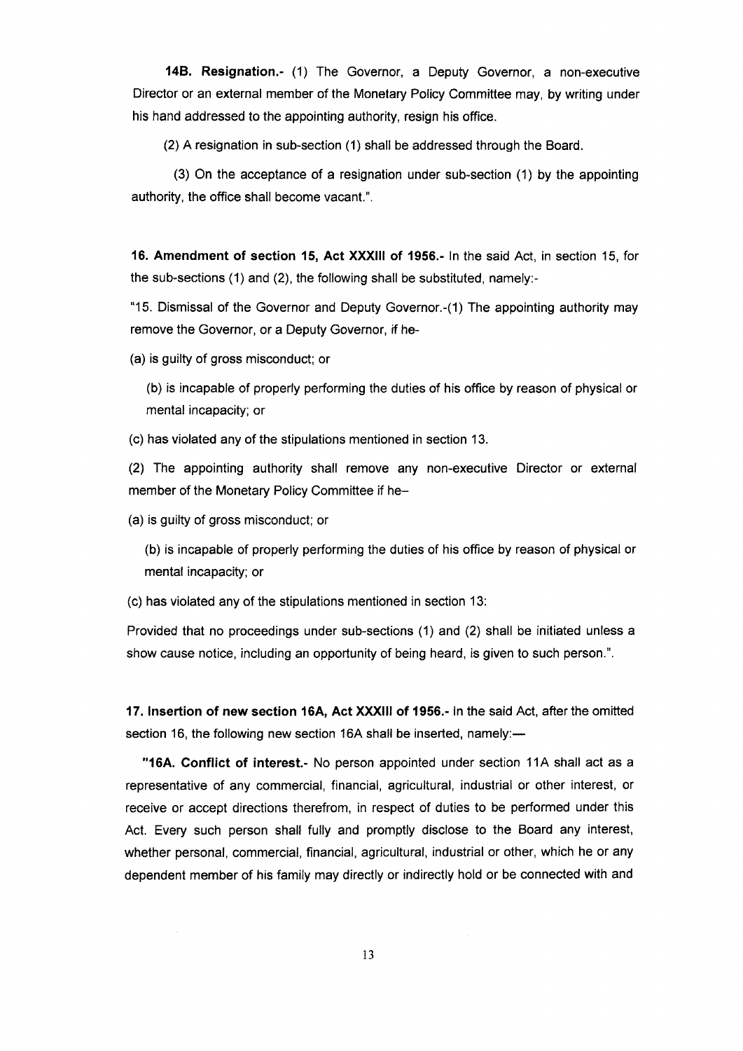**14B. Resignation.-** (1) The Governor, a Deputy Governor, a non-executive Director or an external member of the Monetary Policy Committee may, by writing under his hand addressed to the appointing authority, resign his office.

(2) A resignation in sub-section (1) shall be addressed through the Board.

(3) On the acceptance of a resignation under sub-section (1) by the appointing authority, the office shall become vacant.".

**16. Amendment of section 15, Act XXXIII of 1956.-** In the said Act, in section 15, for the sub-sections (1) and (2), the following shall be substituted, namely:-

"15. Dismissal of the Governor and Deputy Governor.-(1) The appointing authority may remove the Governor, or a Deputy Governor, if he-

(a) is guilty of gross misconduct; or

(b) is incapable of properly performing the duties of his office by reason of physical or mental incapacity; or

(c) has violated any of the stipulations mentioned in section 13.

(2) The appointing authority shall remove any non-executive Director or external member of the Monetary Policy Committee if he–

(a) is guilty of gross misconduct; or

(b) is incapable of properly performing the duties of his office by reason of physical or mental incapacity; or

(c) has violated any of the stipulations mentioned in section 13:

Provided that no proceedings under sub-sections (1) and (2) shall be initiated unless a show cause notice, including an opportunity of being heard, is given to such person.".

**17. Insertion of new section 16A, Act XXXIII of 1956.-** In the said Act, after the omitted section 16, the following new section 16A shall be inserted, namely:—

**"16A. Conflict of interest.-** No person appointed under section 11A shall act as a representative of any commercial, financial, agricultural, industrial or other interest, or receive or accept directions therefrom, in respect of duties to be performed under this Act. Every such person shall fully and promptly disclose to the Board any interest, whether personal, commercial, financial, agricultural, industrial or other, which he or any dependent member of his family may directly or indirectly hold or be connected with and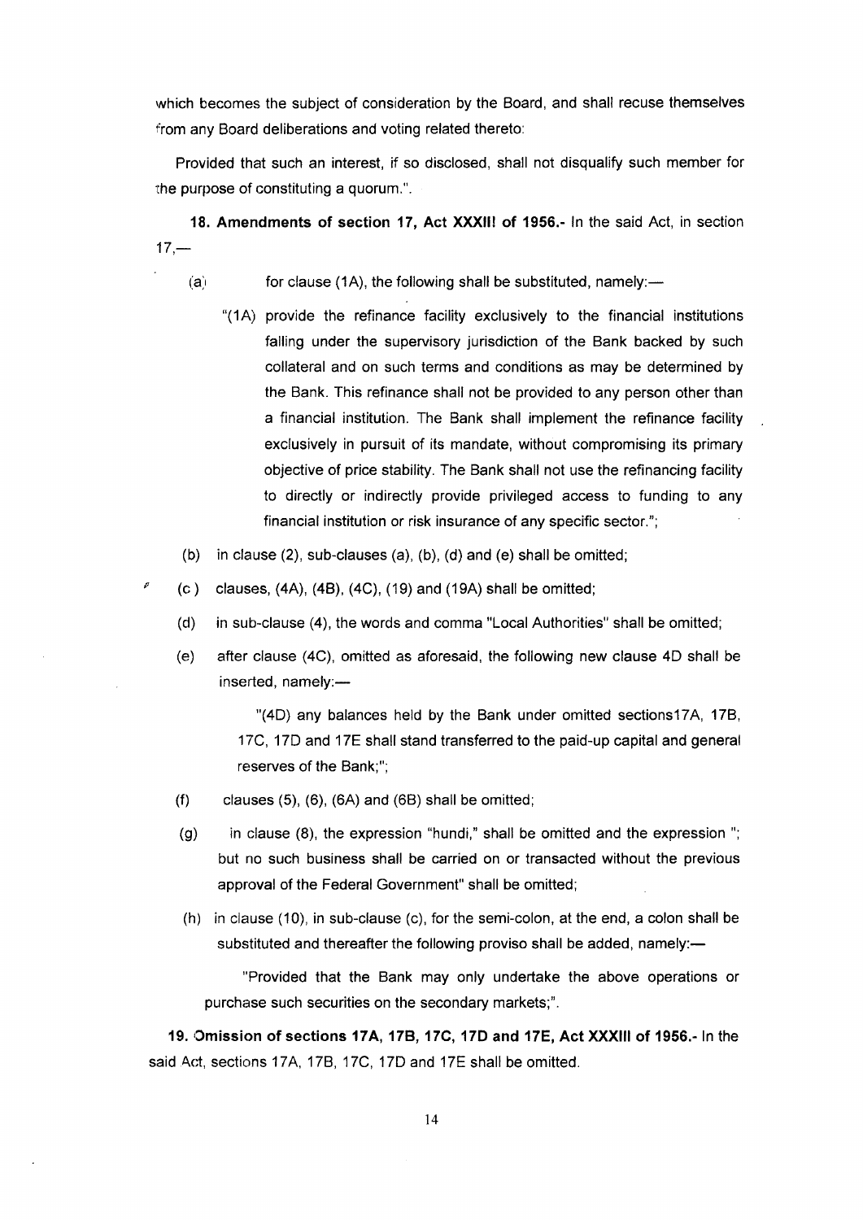which becomes the subject of consideration by the Board, and shall recuse themselves from any Board deliberations and voting related thereto:

Provided that such an interest, if so disclosed, shall not disqualify such member for the purpose of constituting a quorum.".

**18. Amendments of section 17, Act XXXIII of 1956.-** In the said Act, in section 17,—

(a) for clause (1A), the following shall be substituted, namely:—

> "(1A) provide the refinance facility exclusively to the financial institutions falling under the supervisory jurisdiction of the Bank backed by such collateral and on such terms and conditions as may be determined by the Bank. This refinance shall not be provided to any person other than a financial institution. The Bank shall implement the refinance facility exclusively in pursuit of its mandate, without compromising its primary objective of price stability. The Bank shall not use the refinancing facility to directly or indirectly provide privileged access to funding to any financial institution or risk insurance of any specific sector.";

(b) in clause (2), sub-clauses (a), (b), (d) and (e) shall be omitted;

(c) clauses, (4A), (4B), (4C), (19) and (19A) shall be omitted;

(d) in sub-clause (4), the words and comma "Local Authorities" shall be omitted;

(e) after clause (4C), omitted as aforesaid, the following new clause 4D shall be inserted, namely:—

> "(4D) any balances held by the Bank under omitted sections17A, 17B, 17C, 17D and 17E shall stand transferred to the paid-up capital and general reserves of the Bank;";

(f) clauses (5), (6), (6A) and (6B) shall be omitted;

(g) in clause (8), the expression "hundi," shall be omitted and the expression "; but no such business shall be carried on or transacted without the previous approval of the Federal Government" shall be omitted;

(h) in clause (10), in sub-clause (c), for the semi-colon, at the end, a colon shall be substituted and thereafter the following proviso shall be added, namely:—

> "Provided that the Bank may only undertake the above operations or purchase such securities on the secondary markets;".

**19. Omission of sections 17A, 17B, 17C, 17D and 17E, Act XXXIII of 1956.-** In the said Act, sections 17A, 17B, 17C, 17D and 17E shall be omitted.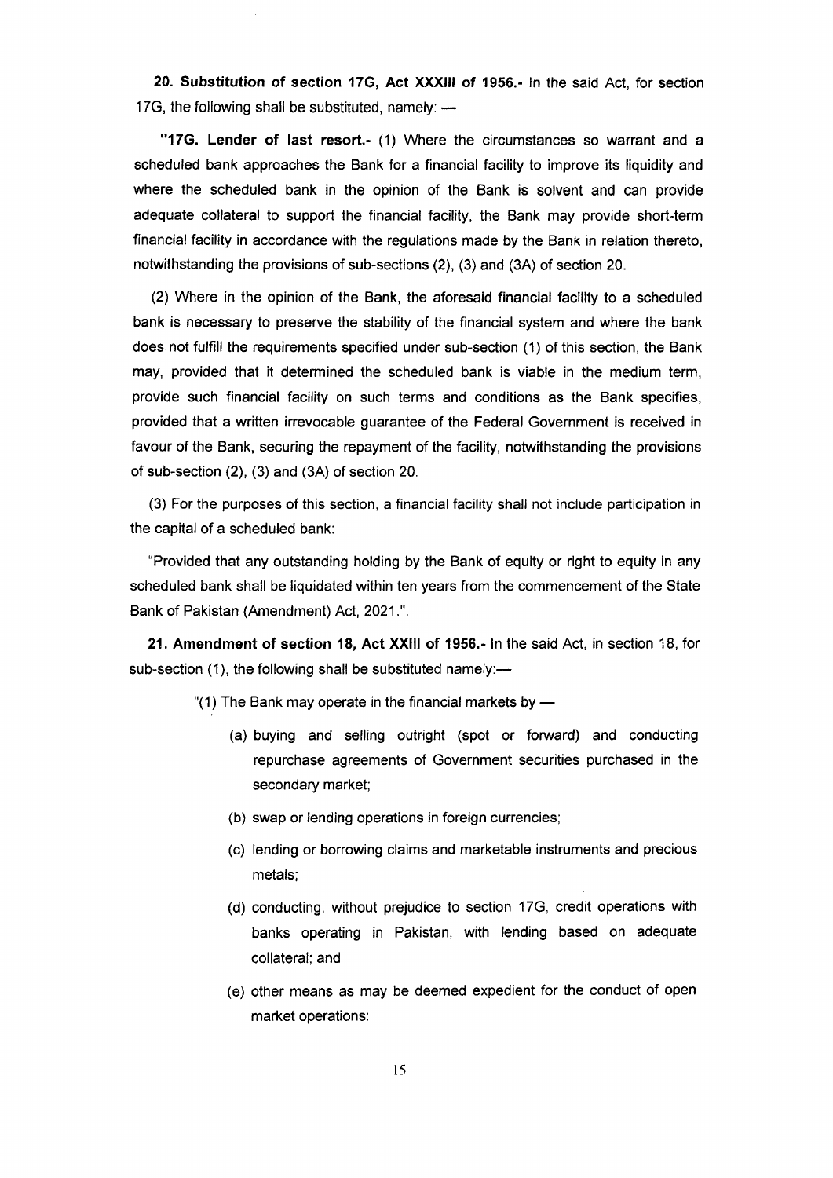**20. Substitution of section 17G, Act XXXIII of 1956.-** In the said Act, for section 17G, the following shall be substituted, namely: —

**"17G. Lender of last resort.-** (1) Where the circumstances so warrant and a scheduled bank approaches the Bank for a financial facility to improve its liquidity and where the scheduled bank in the opinion of the Bank is solvent and can provide adequate collateral to support the financial facility, the Bank may provide short-term financial facility in accordance with the regulations made by the Bank in relation thereto, notwithstanding the provisions of sub-sections (2), (3) and (3A) of section 20.

(2) Where in the opinion of the Bank, the aforesaid financial facility to a scheduled bank is necessary to preserve the stability of the financial system and where the bank does not fulfill the requirements specified under sub-section (1) of this section, the Bank may, provided that it determined the scheduled bank is viable in the medium term, provide such financial facility on such terms and conditions as the Bank specifies, provided that a written irrevocable guarantee of the Federal Government is received in favour of the Bank, securing the repayment of the facility, notwithstanding the provisions of sub-section (2), (3) and (3A) of section 20.

(3) For the purposes of this section, a financial facility shall not include participation in the capital of a scheduled bank:

"Provided that any outstanding holding by the Bank of equity or right to equity in any scheduled bank shall be liquidated within ten years from the commencement of the State Bank of Pakistan (Amendment) Act, 2021.".

**21. Amendment of section 18, Act XXIII of 1956.-** In the said Act, in section 18, for sub-section (1), the following shall be substituted namely:—

"(1) The Bank may operate in the financial markets by —

(a) buying and selling outright (spot or forward) and conducting repurchase agreements of Government securities purchased in the secondary market;

(b) swap or lending operations in foreign currencies;

(c) lending or borrowing claims and marketable instruments and precious metals;

(d) conducting, without prejudice to section 17G, credit operations with banks operating in Pakistan, with lending based on adequate collateral; and

(e) other means as may be deemed expedient for the conduct of open market operations: